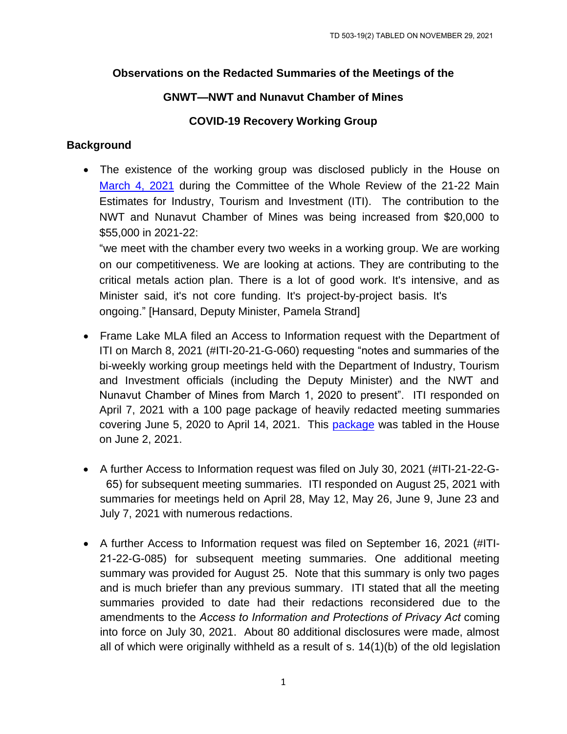TD 503-19(2) TABLED ON NOVEMBER 29, 2021

**Observations on the Redacted Summaries of the Meetings of the**

**GNWT—NWT and Nunavut Chamber of Mines**

**COVID-19 Recovery Working Group**

## Background

- The existence of the working group was disclosed publicly in the House on March 4, 2021 during the Committee of the Whole Review of the 21-22 Main Estimates for Industry, Tourism and Investment (ITI). The contribution to the NWT and Nunavut Chamber of Mines was being increased from $20,000 to $55,000 in 2021-22:
  "we meet with the chamber every two weeks in a working group. We are working on our competitiveness. We are looking at actions. They are contributing to the critical metals action plan. There is a lot of good work. It's intensive, and as Minister said, it's not core funding. It's project-by-project basis. It's ongoing." [Hansard, Deputy Minister, Pamela Strand]

- Frame Lake MLA filed an Access to Information request with the Department of ITI on March 8, 2021 (#ITI-20-21-G-060) requesting "notes and summaries of the bi-weekly working group meetings held with the Department of Industry, Tourism and Investment officials (including the Deputy Minister) and the NWT and Nunavut Chamber of Mines from March 1, 2020 to present". ITI responded on April 7, 2021 with a 100 page package of heavily redacted meeting summaries covering June 5, 2020 to April 14, 2021. This package was tabled in the House on June 2, 2021.

- A further Access to Information request was filed on July 30, 2021 (#ITI-21-22-G-65) for subsequent meeting summaries. ITI responded on August 25, 2021 with summaries for meetings held on April 28, May 12, May 26, June 9, June 23 and July 7, 2021 with numerous redactions.

- A further Access to Information request was filed on September 16, 2021 (#ITI-21-22-G-085) for subsequent meeting summaries. One additional meeting summary was provided for August 25. Note that this summary is only two pages and is much briefer than any previous summary. ITI stated that all the meeting summaries provided to date had their redactions reconsidered due to the amendments to the *Access to Information and Protections of Privacy Act* coming into force on July 30, 2021. About 80 additional disclosures were made, almost all of which were originally withheld as a result of s. 14(1)(b) of the old legislation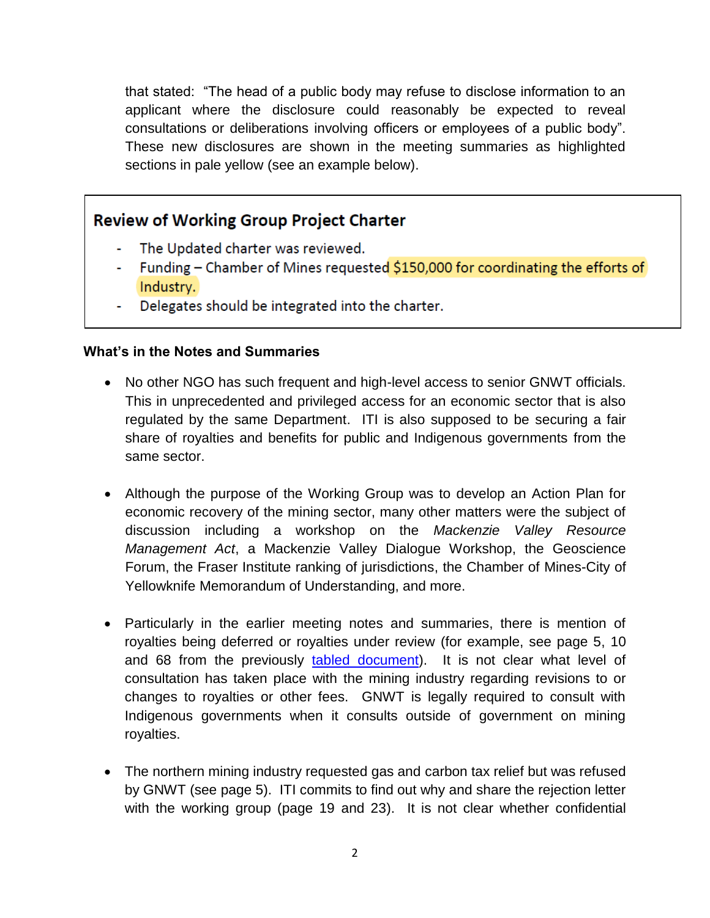that stated: "The head of a public body may refuse to disclose information to an applicant where the disclosure could reasonably be expected to reveal consultations or deliberations involving officers or employees of a public body". These new disclosures are shown in the meeting summaries as highlighted sections in pale yellow (see an example below).

> **Review of Working Group Project Charter**
>
> - The Updated charter was reviewed.
> - Funding – Chamber of Mines requested $150,000 for coordinating the efforts of Industry.
> - Delegates should be integrated into the charter.

**What's in the Notes and Summaries**

- No other NGO has such frequent and high-level access to senior GNWT officials. This in unprecedented and privileged access for an economic sector that is also regulated by the same Department. ITI is also supposed to be securing a fair share of royalties and benefits for public and Indigenous governments from the same sector.

- Although the purpose of the Working Group was to develop an Action Plan for economic recovery of the mining sector, many other matters were the subject of discussion including a workshop on the *Mackenzie Valley Resource Management Act*, a Mackenzie Valley Dialogue Workshop, the Geoscience Forum, the Fraser Institute ranking of jurisdictions, the Chamber of Mines-City of Yellowknife Memorandum of Understanding, and more.

- Particularly in the earlier meeting notes and summaries, there is mention of royalties being deferred or royalties under review (for example, see page 5, 10 and 68 from the previously tabled document). It is not clear what level of consultation has taken place with the mining industry regarding revisions to or changes to royalties or other fees. GNWT is legally required to consult with Indigenous governments when it consults outside of government on mining royalties.

- The northern mining industry requested gas and carbon tax relief but was refused by GNWT (see page 5). ITI commits to find out why and share the rejection letter with the working group (page 19 and 23). It is not clear whether confidential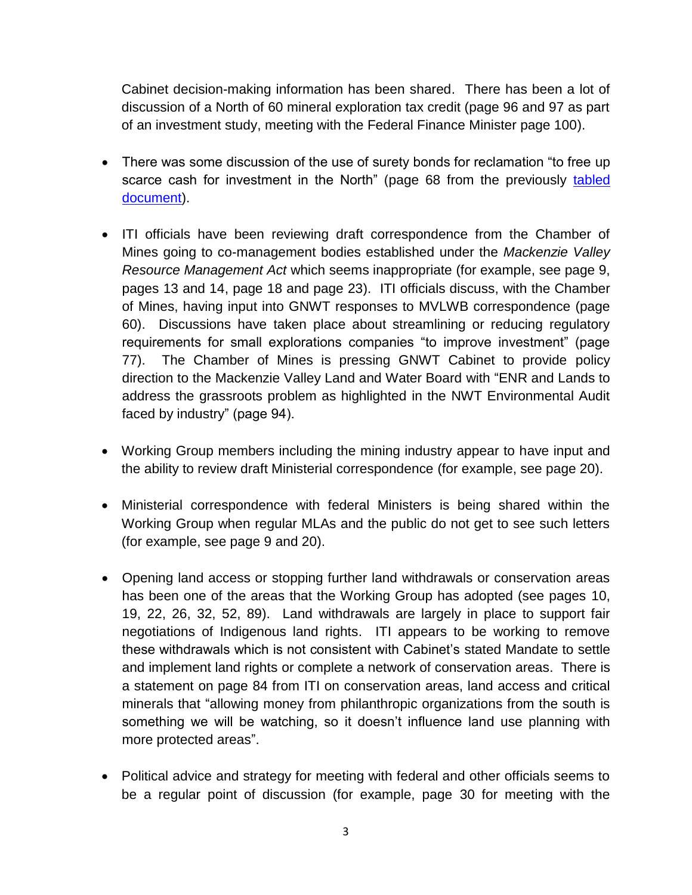Cabinet decision-making information has been shared. There has been a lot of discussion of a North of 60 mineral exploration tax credit (page 96 and 97 as part of an investment study, meeting with the Federal Finance Minister page 100).

- There was some discussion of the use of surety bonds for reclamation "to free up scarce cash for investment in the North" (page 68 from the previously [tabled document](#)).

- ITI officials have been reviewing draft correspondence from the Chamber of Mines going to co-management bodies established under the *Mackenzie Valley Resource Management Act* which seems inappropriate (for example, see page 9, pages 13 and 14, page 18 and page 23). ITI officials discuss, with the Chamber of Mines, having input into GNWT responses to MVLWB correspondence (page 60). Discussions have taken place about streamlining or reducing regulatory requirements for small explorations companies "to improve investment" (page 77). The Chamber of Mines is pressing GNWT Cabinet to provide policy direction to the Mackenzie Valley Land and Water Board with "ENR and Lands to address the grassroots problem as highlighted in the NWT Environmental Audit faced by industry" (page 94).

- Working Group members including the mining industry appear to have input and the ability to review draft Ministerial correspondence (for example, see page 20).

- Ministerial correspondence with federal Ministers is being shared within the Working Group when regular MLAs and the public do not get to see such letters (for example, see page 9 and 20).

- Opening land access or stopping further land withdrawals or conservation areas has been one of the areas that the Working Group has adopted (see pages 10, 19, 22, 26, 32, 52, 89). Land withdrawals are largely in place to support fair negotiations of Indigenous land rights. ITI appears to be working to remove these withdrawals which is not consistent with Cabinet's stated Mandate to settle and implement land rights or complete a network of conservation areas. There is a statement on page 84 from ITI on conservation areas, land access and critical minerals that "allowing money from philanthropic organizations from the south is something we will be watching, so it doesn't influence land use planning with more protected areas".

- Political advice and strategy for meeting with federal and other officials seems to be a regular point of discussion (for example, page 30 for meeting with the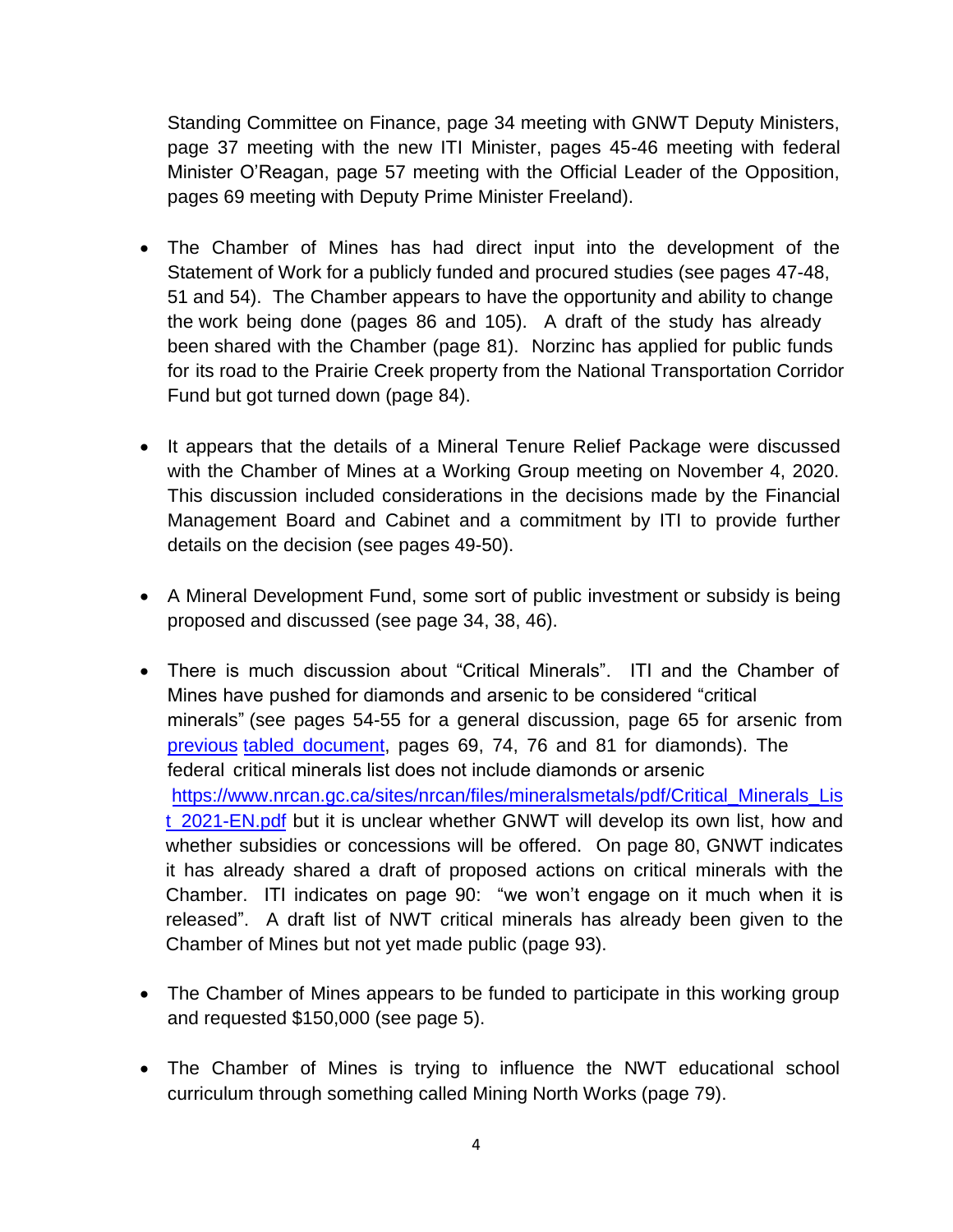Standing Committee on Finance, page 34 meeting with GNWT Deputy Ministers, page 37 meeting with the new ITI Minister, pages 45-46 meeting with federal Minister O'Reagan, page 57 meeting with the Official Leader of the Opposition, pages 69 meeting with Deputy Prime Minister Freeland).

- The Chamber of Mines has had direct input into the development of the Statement of Work for a publicly funded and procured studies (see pages 47-48, 51 and 54). The Chamber appears to have the opportunity and ability to change the work being done (pages 86 and 105). A draft of the study has already been shared with the Chamber (page 81). Norzinc has applied for public funds for its road to the Prairie Creek property from the National Transportation Corridor Fund but got turned down (page 84).

- It appears that the details of a Mineral Tenure Relief Package were discussed with the Chamber of Mines at a Working Group meeting on November 4, 2020. This discussion included considerations in the decisions made by the Financial Management Board and Cabinet and a commitment by ITI to provide further details on the decision (see pages 49-50).

- A Mineral Development Fund, some sort of public investment or subsidy is being proposed and discussed (see page 34, 38, 46).

- There is much discussion about "Critical Minerals". ITI and the Chamber of Mines have pushed for diamonds and arsenic to be considered "critical minerals" (see pages 54-55 for a general discussion, page 65 for arsenic from previous tabled document, pages 69, 74, 76 and 81 for diamonds). The federal critical minerals list does not include diamonds or arsenic https://www.nrcan.gc.ca/sites/nrcan/files/mineralsmetals/pdf/Critical_Minerals_List_2021-EN.pdf but it is unclear whether GNWT will develop its own list, how and whether subsidies or concessions will be offered. On page 80, GNWT indicates it has already shared a draft of proposed actions on critical minerals with the Chamber. ITI indicates on page 90: "we won't engage on it much when it is released". A draft list of NWT critical minerals has already been given to the Chamber of Mines but not yet made public (page 93).

- The Chamber of Mines appears to be funded to participate in this working group and requested $150,000 (see page 5).

- The Chamber of Mines is trying to influence the NWT educational school curriculum through something called Mining North Works (page 79).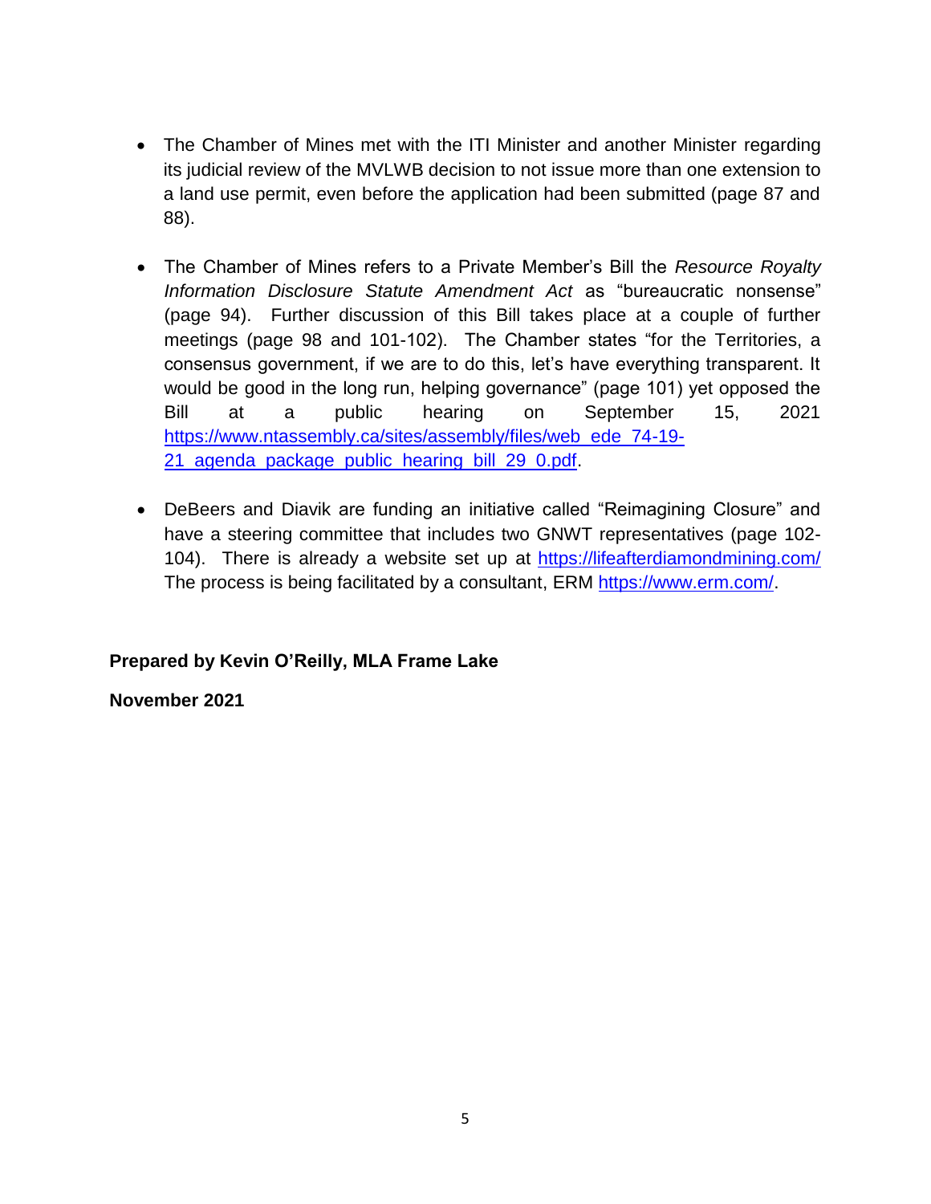- The Chamber of Mines met with the ITI Minister and another Minister regarding its judicial review of the MVLWB decision to not issue more than one extension to a land use permit, even before the application had been submitted (page 87 and 88).

- The Chamber of Mines refers to a Private Member's Bill the *Resource Royalty Information Disclosure Statute Amendment Act* as "bureaucratic nonsense" (page 94). Further discussion of this Bill takes place at a couple of further meetings (page 98 and 101-102). The Chamber states "for the Territories, a consensus government, if we are to do this, let's have everything transparent. It would be good in the long run, helping governance" (page 101) yet opposed the Bill at a public hearing on September 15, 2021 https://www.ntassembly.ca/sites/assembly/files/web_ede_74-19-21_agenda_package_public_hearing_bill_29_0.pdf.

- DeBeers and Diavik are funding an initiative called "Reimagining Closure" and have a steering committee that includes two GNWT representatives (page 102-104). There is already a website set up at https://lifeafterdiamondmining.com/ The process is being facilitated by a consultant, ERM https://www.erm.com/.

**Prepared by Kevin O'Reilly, MLA Frame Lake**

**November 2021**